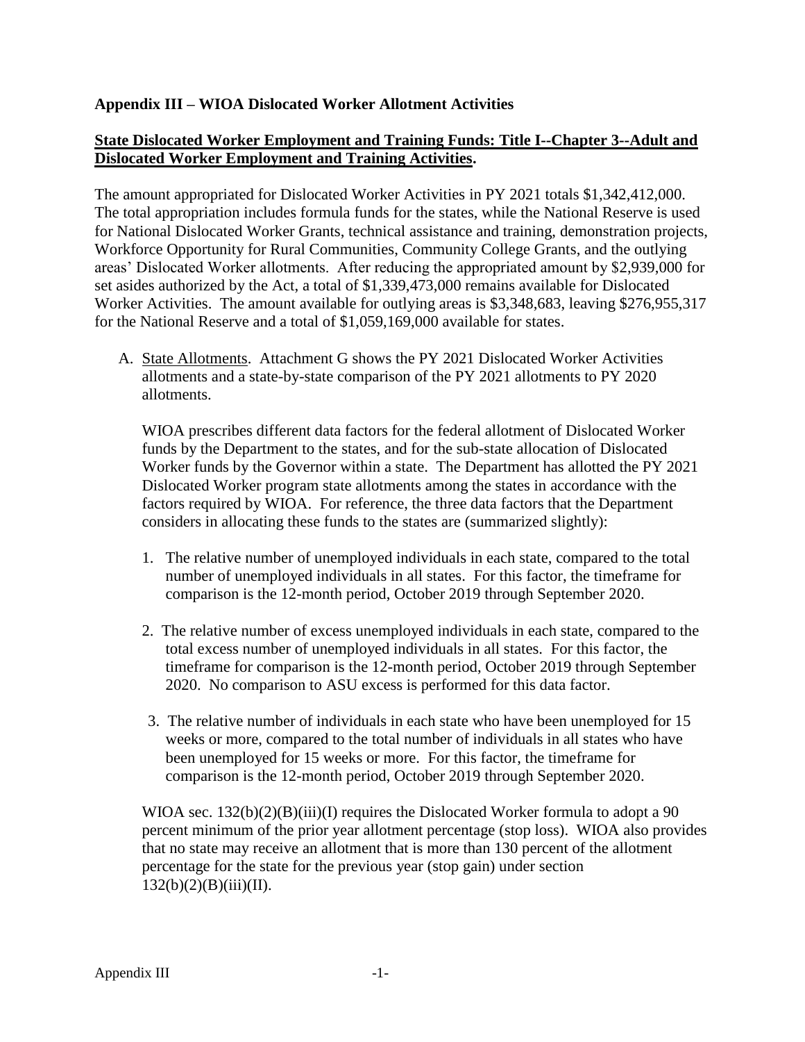**Appendix III – WIOA Dislocated Worker Allotment Activities**

**State Dislocated Worker Employment and Training Funds: Title I--Chapter 3--Adult and Dislocated Worker Employment and Training Activities.**

The amount appropriated for Dislocated Worker Activities in PY 2021 totals $1,342,412,000. The total appropriation includes formula funds for the states, while the National Reserve is used for National Dislocated Worker Grants, technical assistance and training, demonstration projects, Workforce Opportunity for Rural Communities, Community College Grants, and the outlying areas' Dislocated Worker allotments. After reducing the appropriated amount by $2,939,000 for set asides authorized by the Act, a total of $1,339,473,000 remains available for Dislocated Worker Activities. The amount available for outlying areas is $3,348,683, leaving $276,955,317 for the National Reserve and a total of $1,059,169,000 available for states.

A. State Allotments. Attachment G shows the PY 2021 Dislocated Worker Activities allotments and a state-by-state comparison of the PY 2021 allotments to PY 2020 allotments.

   WIOA prescribes different data factors for the federal allotment of Dislocated Worker funds by the Department to the states, and for the sub-state allocation of Dislocated Worker funds by the Governor within a state. The Department has allotted the PY 2021 Dislocated Worker program state allotments among the states in accordance with the factors required by WIOA. For reference, the three data factors that the Department considers in allocating these funds to the states are (summarized slightly):

   1. The relative number of unemployed individuals in each state, compared to the total number of unemployed individuals in all states. For this factor, the timeframe for comparison is the 12-month period, October 2019 through September 2020.

   2. The relative number of excess unemployed individuals in each state, compared to the total excess number of unemployed individuals in all states. For this factor, the timeframe for comparison is the 12-month period, October 2019 through September 2020. No comparison to ASU excess is performed for this data factor.

   3. The relative number of individuals in each state who have been unemployed for 15 weeks or more, compared to the total number of individuals in all states who have been unemployed for 15 weeks or more. For this factor, the timeframe for comparison is the 12-month period, October 2019 through September 2020.

   WIOA sec. 132(b)(2)(B)(iii)(I) requires the Dislocated Worker formula to adopt a 90 percent minimum of the prior year allotment percentage (stop loss). WIOA also provides that no state may receive an allotment that is more than 130 percent of the allotment percentage for the state for the previous year (stop gain) under section 132(b)(2)(B)(iii)(II).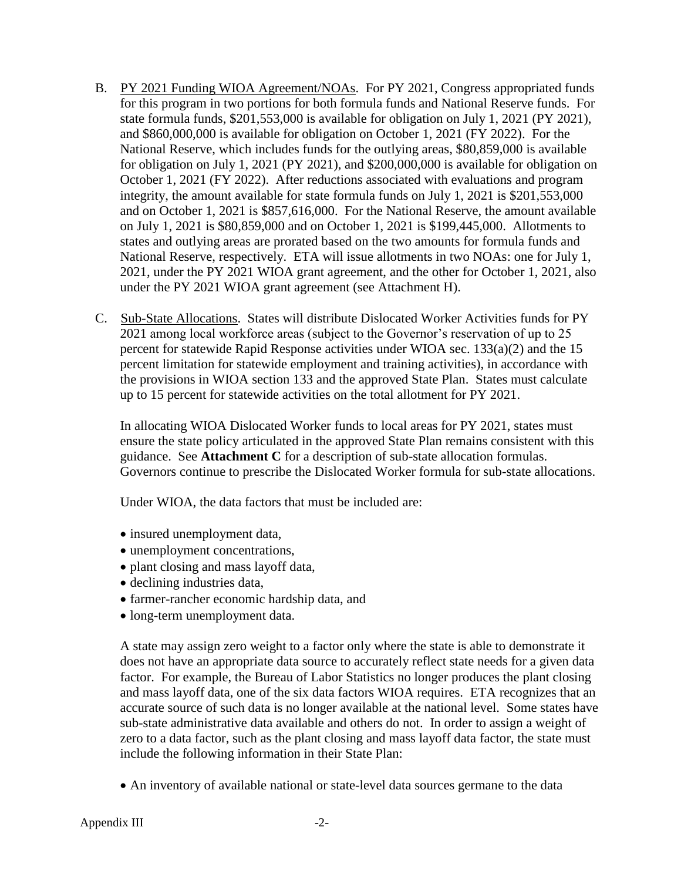B. PY 2021 Funding WIOA Agreement/NOAs. For PY 2021, Congress appropriated funds for this program in two portions for both formula funds and National Reserve funds. For state formula funds, $201,553,000 is available for obligation on July 1, 2021 (PY 2021), and $860,000,000 is available for obligation on October 1, 2021 (FY 2022). For the National Reserve, which includes funds for the outlying areas, $80,859,000 is available for obligation on July 1, 2021 (PY 2021), and $200,000,000 is available for obligation on October 1, 2021 (FY 2022). After reductions associated with evaluations and program integrity, the amount available for state formula funds on July 1, 2021 is $201,553,000 and on October 1, 2021 is $857,616,000. For the National Reserve, the amount available on July 1, 2021 is $80,859,000 and on October 1, 2021 is $199,445,000. Allotments to states and outlying areas are prorated based on the two amounts for formula funds and National Reserve, respectively. ETA will issue allotments in two NOAs: one for July 1, 2021, under the PY 2021 WIOA grant agreement, and the other for October 1, 2021, also under the PY 2021 WIOA grant agreement (see Attachment H).

C. Sub-State Allocations. States will distribute Dislocated Worker Activities funds for PY 2021 among local workforce areas (subject to the Governor's reservation of up to 25 percent for statewide Rapid Response activities under WIOA sec. 133(a)(2) and the 15 percent limitation for statewide employment and training activities), in accordance with the provisions in WIOA section 133 and the approved State Plan. States must calculate up to 15 percent for statewide activities on the total allotment for PY 2021.

In allocating WIOA Dislocated Worker funds to local areas for PY 2021, states must ensure the state policy articulated in the approved State Plan remains consistent with this guidance. See **Attachment C** for a description of sub-state allocation formulas. Governors continue to prescribe the Dislocated Worker formula for sub-state allocations.

Under WIOA, the data factors that must be included are:

- insured unemployment data,
- unemployment concentrations,
- plant closing and mass layoff data,
- declining industries data,
- farmer-rancher economic hardship data, and
- long-term unemployment data.

A state may assign zero weight to a factor only where the state is able to demonstrate it does not have an appropriate data source to accurately reflect state needs for a given data factor. For example, the Bureau of Labor Statistics no longer produces the plant closing and mass layoff data, one of the six data factors WIOA requires. ETA recognizes that an accurate source of such data is no longer available at the national level. Some states have sub-state administrative data available and others do not. In order to assign a weight of zero to a data factor, such as the plant closing and mass layoff data factor, the state must include the following information in their State Plan:

- An inventory of available national or state-level data sources germane to the data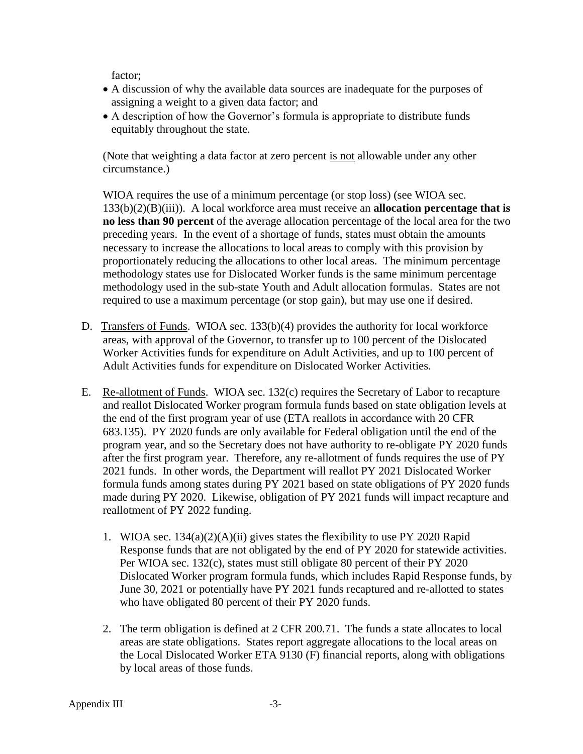factor;

- A discussion of why the available data sources are inadequate for the purposes of assigning a weight to a given data factor; and
- A description of how the Governor's formula is appropriate to distribute funds equitably throughout the state.

(Note that weighting a data factor at zero percent is not allowable under any other circumstance.)

WIOA requires the use of a minimum percentage (or stop loss) (see WIOA sec. 133(b)(2)(B)(iii)). A local workforce area must receive an **allocation percentage that is no less than 90 percent** of the average allocation percentage of the local area for the two preceding years. In the event of a shortage of funds, states must obtain the amounts necessary to increase the allocations to local areas to comply with this provision by proportionately reducing the allocations to other local areas. The minimum percentage methodology states use for Dislocated Worker funds is the same minimum percentage methodology used in the sub-state Youth and Adult allocation formulas. States are not required to use a maximum percentage (or stop gain), but may use one if desired.

D. Transfers of Funds. WIOA sec. 133(b)(4) provides the authority for local workforce areas, with approval of the Governor, to transfer up to 100 percent of the Dislocated Worker Activities funds for expenditure on Adult Activities, and up to 100 percent of Adult Activities funds for expenditure on Dislocated Worker Activities.

E. Re-allotment of Funds. WIOA sec. 132(c) requires the Secretary of Labor to recapture and reallot Dislocated Worker program formula funds based on state obligation levels at the end of the first program year of use (ETA reallots in accordance with 20 CFR 683.135). PY 2020 funds are only available for Federal obligation until the end of the program year, and so the Secretary does not have authority to re-obligate PY 2020 funds after the first program year. Therefore, any re-allotment of funds requires the use of PY 2021 funds. In other words, the Department will reallot PY 2021 Dislocated Worker formula funds among states during PY 2021 based on state obligations of PY 2020 funds made during PY 2020. Likewise, obligation of PY 2021 funds will impact recapture and reallotment of PY 2022 funding.

   1. WIOA sec. 134(a)(2)(A)(ii) gives states the flexibility to use PY 2020 Rapid Response funds that are not obligated by the end of PY 2020 for statewide activities. Per WIOA sec. 132(c), states must still obligate 80 percent of their PY 2020 Dislocated Worker program formula funds, which includes Rapid Response funds, by June 30, 2021 or potentially have PY 2021 funds recaptured and re-allotted to states who have obligated 80 percent of their PY 2020 funds.

   2. The term obligation is defined at 2 CFR 200.71. The funds a state allocates to local areas are state obligations. States report aggregate allocations to the local areas on the Local Dislocated Worker ETA 9130 (F) financial reports, along with obligations by local areas of those funds.